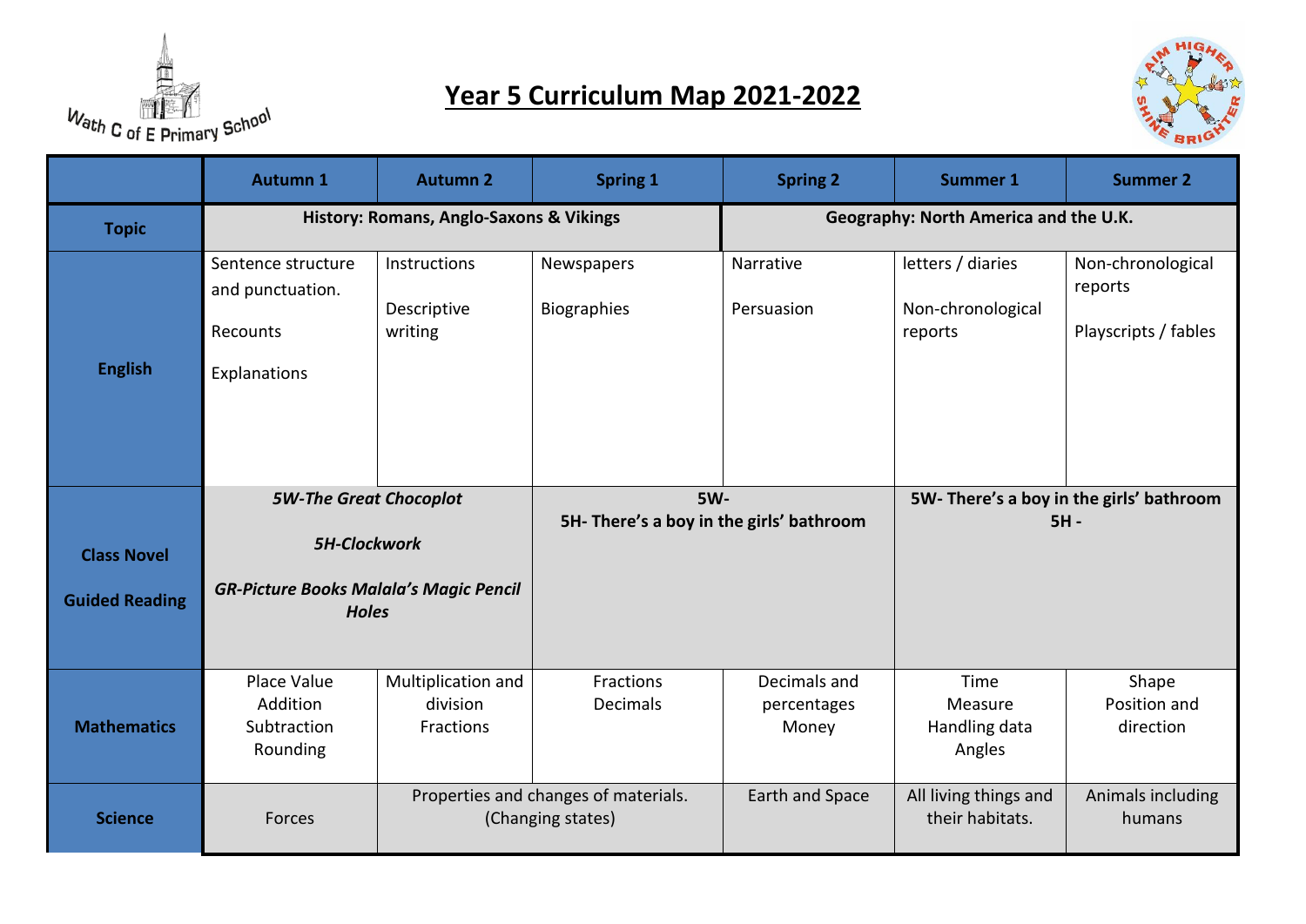# Year 5 Curriculum Map 2021-2022

Wath C of E Primary School

| | Autumn 1 | Autumn 2 | Spring 1 | Spring 2 | Summer 1 | Summer 2 |
|---|---|---|---|---|---|---|
| **Topic** | **History: Romans, Anglo-Saxons & Vikings** | | | **Geography: North America and the U.K.** | | |
| **English** | Sentence structure and punctuation.<br>Recounts<br>Explanations | Instructions<br>Descriptive writing | Newspapers<br>Biographies | Narrative<br>Persuasion | letters / diaries<br>Non-chronological reports | Non-chronological reports<br>Playscripts / fables |
| **Class Novel**<br>**Guided Reading** | ***5W-The Great Chocoplot***<br>***5H-Clockwork***<br>***GR-Picture Books Malala's Magic Pencil Holes*** | | **5W-**<br>**5H- There's a boy in the girls' bathroom** | | **5W- There's a boy in the girls' bathroom**<br>**5H -** | |
| **Mathematics** | Place Value<br>Addition<br>Subtraction<br>Rounding | Multiplication and division<br>Fractions | Fractions<br>Decimals | Decimals and percentages<br>Money | Time<br>Measure<br>Handling data<br>Angles | Shape<br>Position and direction |
| **Science** | Forces | Properties and changes of materials. (Changing states) | | Earth and Space | All living things and their habitats. | Animals including humans |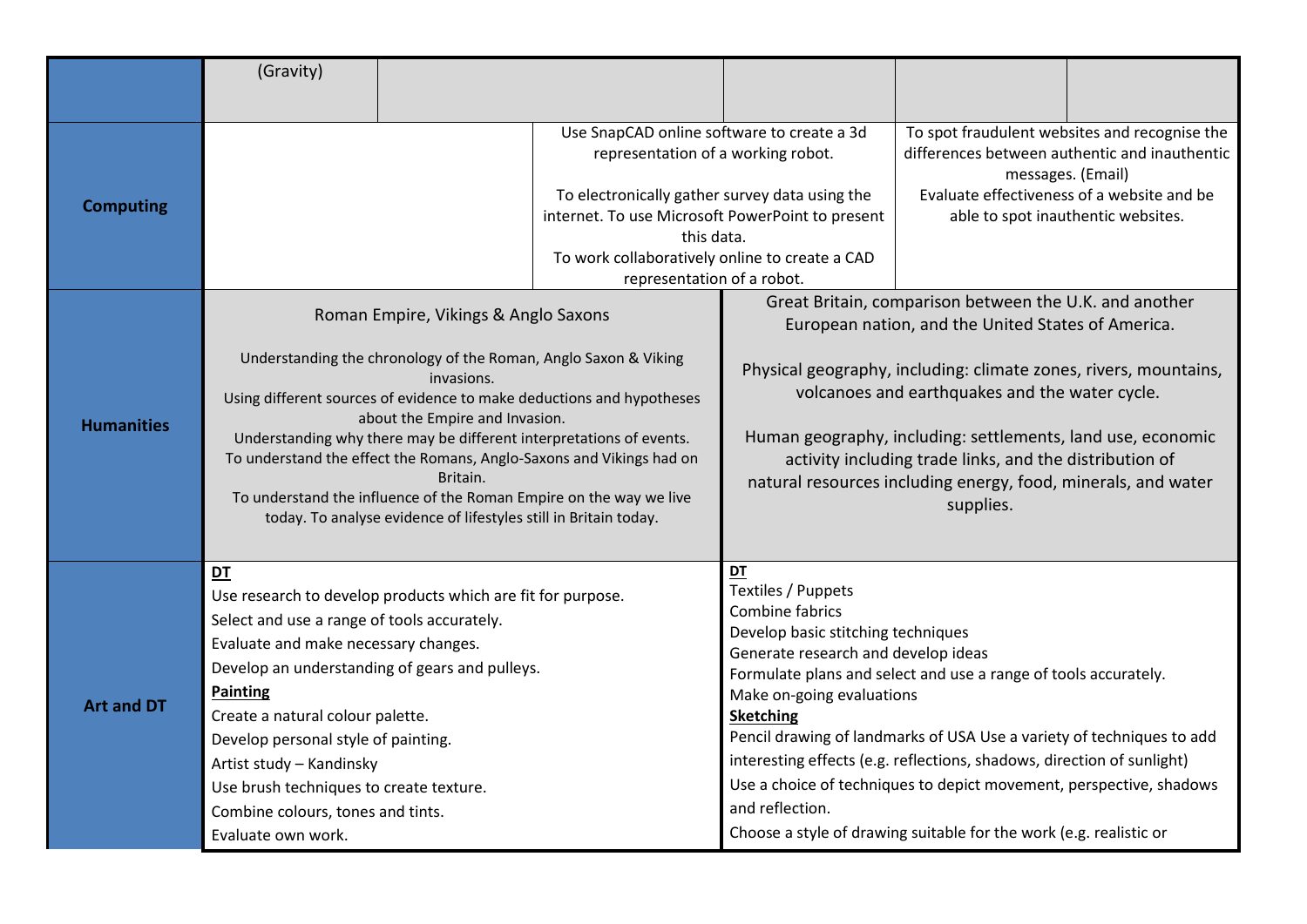| | | | | | |
|---|---|---|---|---|---|
| | (Gravity) | | | | |
| **Computing** | | Use SnapCAD online software to create a 3d representation of a working robot.<br><br>To electronically gather survey data using the internet. To use Microsoft PowerPoint to present this data.<br>To work collaboratively online to create a CAD representation of a robot. | | To spot fraudulent websites and recognise the differences between authentic and inauthentic messages. (Email)<br>Evaluate effectiveness of a website and be able to spot inauthentic websites. | |
| **Humanities** | Roman Empire, Vikings & Anglo Saxons<br><br>Understanding the chronology of the Roman, Anglo Saxon & Viking invasions.<br>Using different sources of evidence to make deductions and hypotheses about the Empire and Invasion.<br>Understanding why there may be different interpretations of events.<br>To understand the effect the Romans, Anglo-Saxons and Vikings had on Britain.<br>To understand the influence of the Roman Empire on the way we live today. To analyse evidence of lifestyles still in Britain today. | | Great Britain, comparison between the U.K. and another European nation, and the United States of America.<br><br>Physical geography, including: climate zones, rivers, mountains, volcanoes and earthquakes and the water cycle.<br><br>Human geography, including: settlements, land use, economic activity including trade links, and the distribution of natural resources including energy, food, minerals, and water supplies. | | |
| **Art and DT** | **DT**<br>Use research to develop products which are fit for purpose.<br>Select and use a range of tools accurately.<br>Evaluate and make necessary changes.<br>Develop an understanding of gears and pulleys.<br>**Painting**<br>Create a natural colour palette.<br>Develop personal style of painting.<br>Artist study – Kandinsky<br>Use brush techniques to create texture.<br>Combine colours, tones and tints.<br>Evaluate own work. | | **DT**<br>Textiles / Puppets<br>Combine fabrics<br>Develop basic stitching techniques<br>Generate research and develop ideas<br>Formulate plans and select and use a range of tools accurately.<br>Make on-going evaluations<br>**Sketching**<br>Pencil drawing of landmarks of USA Use a variety of techniques to add interesting effects (e.g. reflections, shadows, direction of sunlight)<br>Use a choice of techniques to depict movement, perspective, shadows and reflection.<br>Choose a style of drawing suitable for the work (e.g. realistic or | | |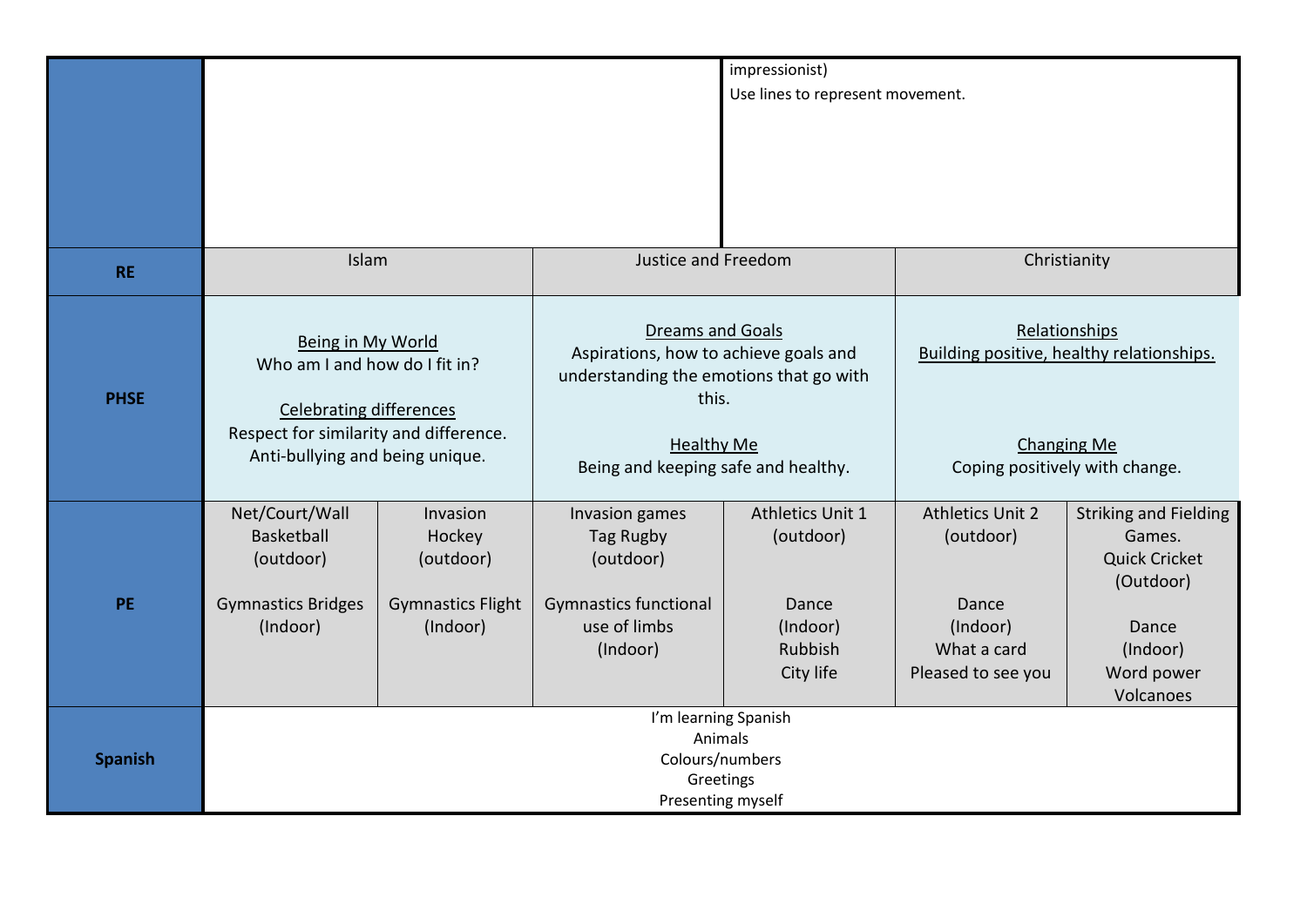| | | | | | | |
|---|---|---|---|---|---|---|
| | | | | impressionist)<br>Use lines to represent movement. | | |
| **RE** | Islam | | Justice and Freedom | | Christianity | |
| **PHSE** | Being in My World<br>Who am I and how do I fit in?<br><br>Celebrating differences<br>Respect for similarity and difference. Anti-bullying and being unique. | | Dreams and Goals<br>Aspirations, how to achieve goals and understanding the emotions that go with this.<br><br>Healthy Me<br>Being and keeping safe and healthy. | | Relationships<br>Building positive, healthy relationships.<br><br>Changing Me<br>Coping positively with change. | |
| **PE** | Net/Court/Wall<br>Basketball<br>(outdoor)<br><br>Gymnastics Bridges<br>(Indoor) | Invasion<br>Hockey<br>(outdoor)<br><br>Gymnastics Flight<br>(Indoor) | Invasion games<br>Tag Rugby<br>(outdoor)<br><br>Gymnastics functional use of limbs<br>(Indoor) | Athletics Unit 1<br>(outdoor)<br><br>Dance<br>(Indoor)<br>Rubbish<br>City life | Athletics Unit 2<br>(outdoor)<br><br>Dance<br>(Indoor)<br>What a card<br>Pleased to see you | Striking and Fielding Games.<br>Quick Cricket<br>(Outdoor)<br><br>Dance<br>(Indoor)<br>Word power<br>Volcanoes |
| **Spanish** | I'm learning Spanish<br>Animals<br>Colours/numbers<br>Greetings<br>Presenting myself | | | | | |